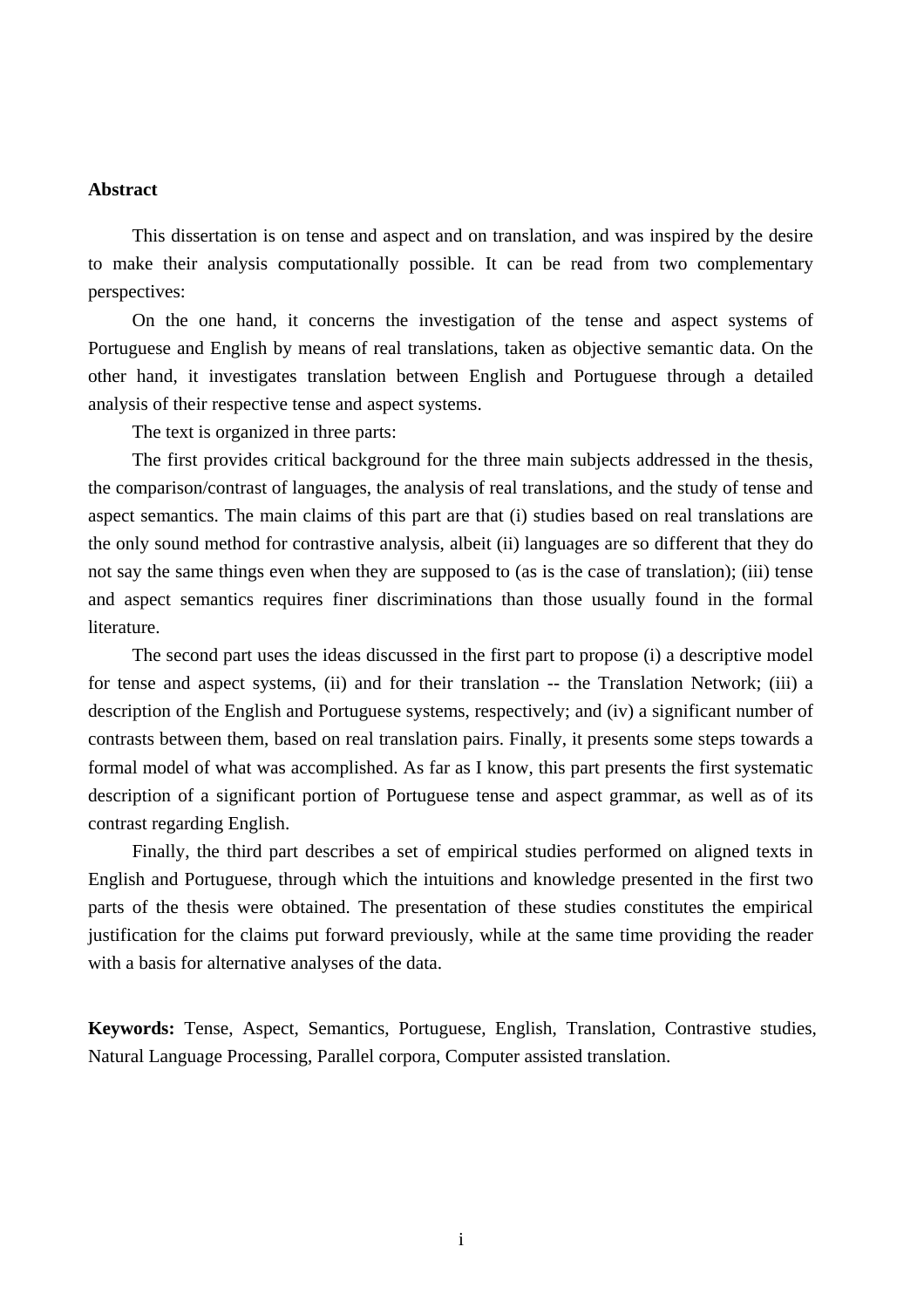## Abstract

This dissertation is on tense and aspect and on translation, and was inspired by the desire to make their analysis computationally possible. It can be read from two complementary perspectives:

On the one hand, it concerns the investigation of the tense and aspect systems of Portuguese and English by means of real translations, taken as objective semantic data. On the other hand, it investigates translation between English and Portuguese through a detailed analysis of their respective tense and aspect systems.

The text is organized in three parts:

The first provides critical background for the three main subjects addressed in the thesis, the comparison/contrast of languages, the analysis of real translations, and the study of tense and aspect semantics. The main claims of this part are that (i) studies based on real translations are the only sound method for contrastive analysis, albeit (ii) languages are so different that they do not say the same things even when they are supposed to (as is the case of translation); (iii) tense and aspect semantics requires finer discriminations than those usually found in the formal literature.

The second part uses the ideas discussed in the first part to propose (i) a descriptive model for tense and aspect systems, (ii) and for their translation -- the Translation Network; (iii) a description of the English and Portuguese systems, respectively; and (iv) a significant number of contrasts between them, based on real translation pairs. Finally, it presents some steps towards a formal model of what was accomplished. As far as I know, this part presents the first systematic description of a significant portion of Portuguese tense and aspect grammar, as well as of its contrast regarding English.

Finally, the third part describes a set of empirical studies performed on aligned texts in English and Portuguese, through which the intuitions and knowledge presented in the first two parts of the thesis were obtained. The presentation of these studies constitutes the empirical justification for the claims put forward previously, while at the same time providing the reader with a basis for alternative analyses of the data.

**Keywords:** Tense, Aspect, Semantics, Portuguese, English, Translation, Contrastive studies, Natural Language Processing, Parallel corpora, Computer assisted translation.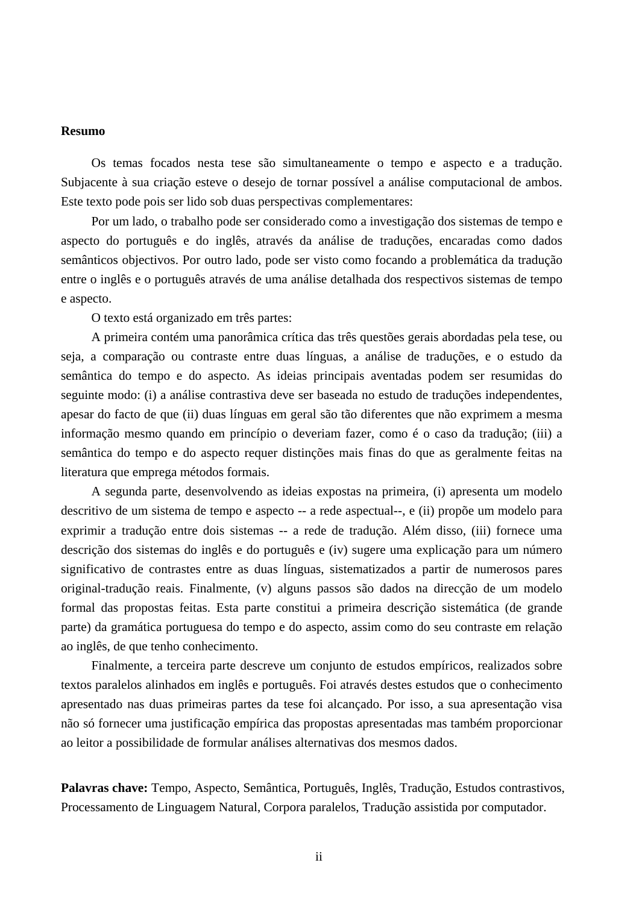## Resumo

Os temas focados nesta tese são simultaneamente o tempo e aspecto e a tradução. Subjacente à sua criação esteve o desejo de tornar possível a análise computacional de ambos. Este texto pode pois ser lido sob duas perspectivas complementares:

Por um lado, o trabalho pode ser considerado como a investigação dos sistemas de tempo e aspecto do português e do inglês, através da análise de traduções, encaradas como dados semânticos objectivos. Por outro lado, pode ser visto como focando a problemática da tradução entre o inglês e o português através de uma análise detalhada dos respectivos sistemas de tempo e aspecto.

O texto está organizado em três partes:

A primeira contém uma panorâmica crítica das três questões gerais abordadas pela tese, ou seja, a comparação ou contraste entre duas línguas, a análise de traduções, e o estudo da semântica do tempo e do aspecto. As ideias principais aventadas podem ser resumidas do seguinte modo: (i) a análise contrastiva deve ser baseada no estudo de traduções independentes, apesar do facto de que (ii) duas línguas em geral são tão diferentes que não exprimem a mesma informação mesmo quando em princípio o deveriam fazer, como é o caso da tradução; (iii) a semântica do tempo e do aspecto requer distinções mais finas do que as geralmente feitas na literatura que emprega métodos formais.

A segunda parte, desenvolvendo as ideias expostas na primeira, (i) apresenta um modelo descritivo de um sistema de tempo e aspecto -- a rede aspectual--, e (ii) propõe um modelo para exprimir a tradução entre dois sistemas -- a rede de tradução. Além disso, (iii) fornece uma descrição dos sistemas do inglês e do português e (iv) sugere uma explicação para um número significativo de contrastes entre as duas línguas, sistematizados a partir de numerosos pares original-tradução reais. Finalmente, (v) alguns passos são dados na direcção de um modelo formal das propostas feitas. Esta parte constitui a primeira descrição sistemática (de grande parte) da gramática portuguesa do tempo e do aspecto, assim como do seu contraste em relação ao inglês, de que tenho conhecimento.

Finalmente, a terceira parte descreve um conjunto de estudos empíricos, realizados sobre textos paralelos alinhados em inglês e português. Foi através destes estudos que o conhecimento apresentado nas duas primeiras partes da tese foi alcançado. Por isso, a sua apresentação visa não só fornecer uma justificação empírica das propostas apresentadas mas também proporcionar ao leitor a possibilidade de formular análises alternativas dos mesmos dados.

**Palavras chave:** Tempo, Aspecto, Semântica, Português, Inglês, Tradução, Estudos contrastivos, Processamento de Linguagem Natural, Corpora paralelos, Tradução assistida por computador.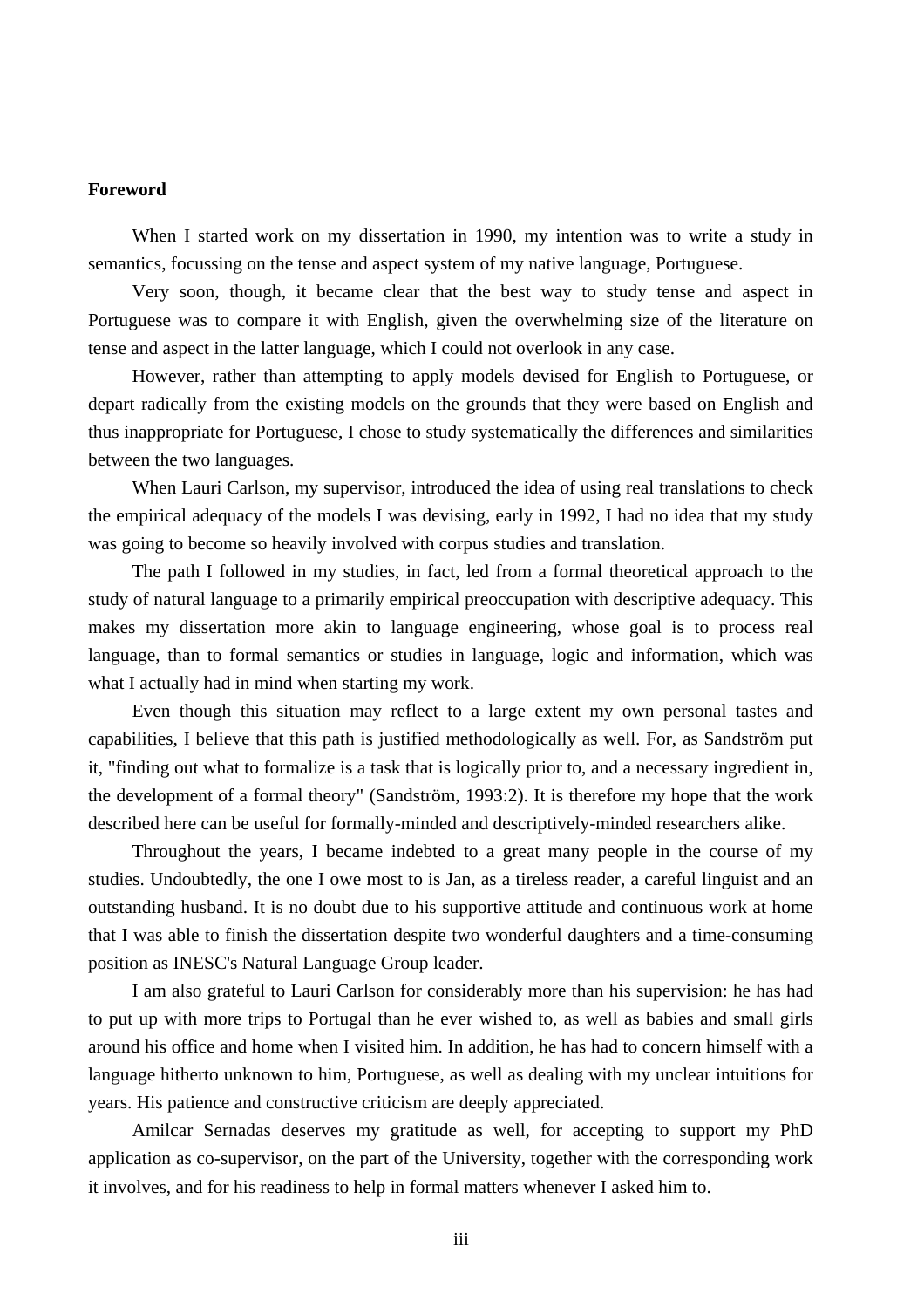**Foreword**

When I started work on my dissertation in 1990, my intention was to write a study in semantics, focussing on the tense and aspect system of my native language, Portuguese.

Very soon, though, it became clear that the best way to study tense and aspect in Portuguese was to compare it with English, given the overwhelming size of the literature on tense and aspect in the latter language, which I could not overlook in any case.

However, rather than attempting to apply models devised for English to Portuguese, or depart radically from the existing models on the grounds that they were based on English and thus inappropriate for Portuguese, I chose to study systematically the differences and similarities between the two languages.

When Lauri Carlson, my supervisor, introduced the idea of using real translations to check the empirical adequacy of the models I was devising, early in 1992, I had no idea that my study was going to become so heavily involved with corpus studies and translation.

The path I followed in my studies, in fact, led from a formal theoretical approach to the study of natural language to a primarily empirical preoccupation with descriptive adequacy. This makes my dissertation more akin to language engineering, whose goal is to process real language, than to formal semantics or studies in language, logic and information, which was what I actually had in mind when starting my work.

Even though this situation may reflect to a large extent my own personal tastes and capabilities, I believe that this path is justified methodologically as well. For, as Sandström put it, "finding out what to formalize is a task that is logically prior to, and a necessary ingredient in, the development of a formal theory" (Sandström, 1993:2). It is therefore my hope that the work described here can be useful for formally-minded and descriptively-minded researchers alike.

Throughout the years, I became indebted to a great many people in the course of my studies. Undoubtedly, the one I owe most to is Jan, as a tireless reader, a careful linguist and an outstanding husband. It is no doubt due to his supportive attitude and continuous work at home that I was able to finish the dissertation despite two wonderful daughters and a time-consuming position as INESC's Natural Language Group leader.

I am also grateful to Lauri Carlson for considerably more than his supervision: he has had to put up with more trips to Portugal than he ever wished to, as well as babies and small girls around his office and home when I visited him. In addition, he has had to concern himself with a language hitherto unknown to him, Portuguese, as well as dealing with my unclear intuitions for years. His patience and constructive criticism are deeply appreciated.

Amilcar Sernadas deserves my gratitude as well, for accepting to support my PhD application as co-supervisor, on the part of the University, together with the corresponding work it involves, and for his readiness to help in formal matters whenever I asked him to.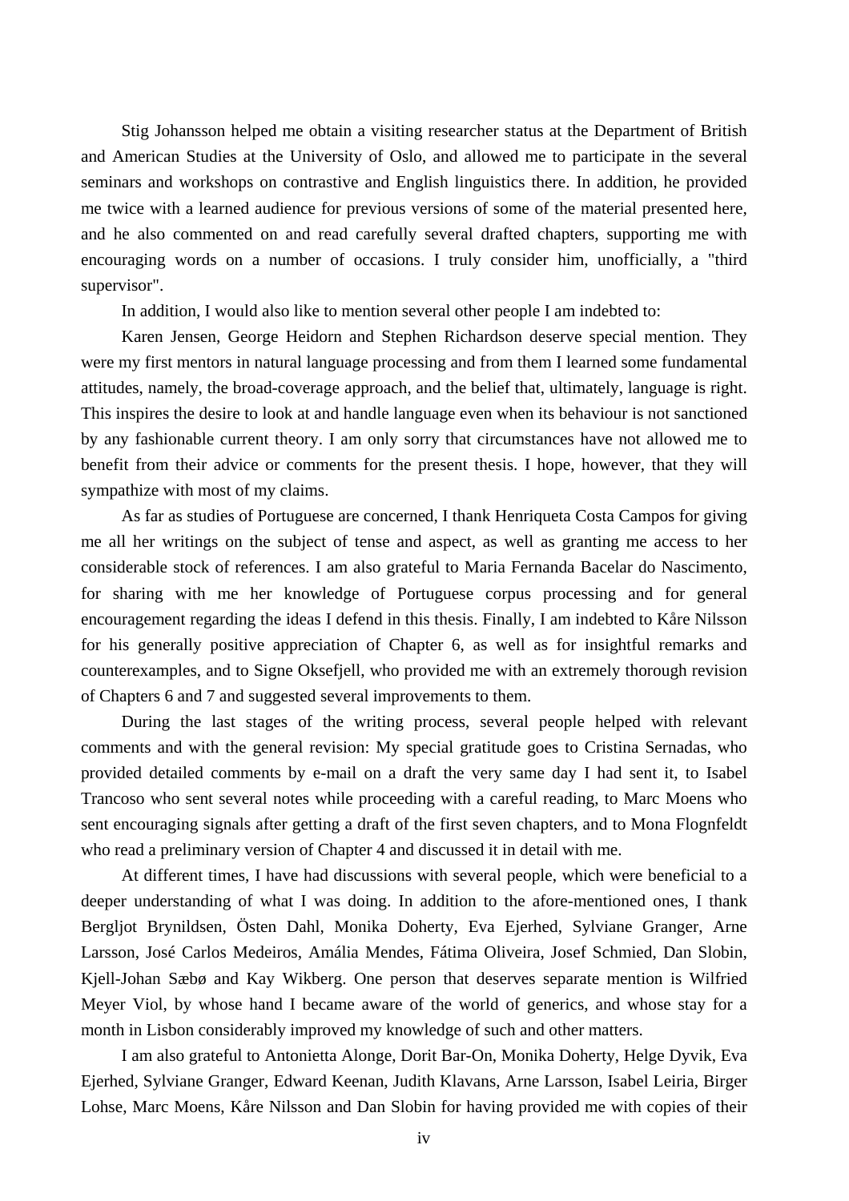Stig Johansson helped me obtain a visiting researcher status at the Department of British and American Studies at the University of Oslo, and allowed me to participate in the several seminars and workshops on contrastive and English linguistics there. In addition, he provided me twice with a learned audience for previous versions of some of the material presented here, and he also commented on and read carefully several drafted chapters, supporting me with encouraging words on a number of occasions. I truly consider him, unofficially, a "third supervisor".

In addition, I would also like to mention several other people I am indebted to:

Karen Jensen, George Heidorn and Stephen Richardson deserve special mention. They were my first mentors in natural language processing and from them I learned some fundamental attitudes, namely, the broad-coverage approach, and the belief that, ultimately, language is right. This inspires the desire to look at and handle language even when its behaviour is not sanctioned by any fashionable current theory. I am only sorry that circumstances have not allowed me to benefit from their advice or comments for the present thesis. I hope, however, that they will sympathize with most of my claims.

As far as studies of Portuguese are concerned, I thank Henriqueta Costa Campos for giving me all her writings on the subject of tense and aspect, as well as granting me access to her considerable stock of references. I am also grateful to Maria Fernanda Bacelar do Nascimento, for sharing with me her knowledge of Portuguese corpus processing and for general encouragement regarding the ideas I defend in this thesis. Finally, I am indebted to Kåre Nilsson for his generally positive appreciation of Chapter 6, as well as for insightful remarks and counterexamples, and to Signe Oksefjell, who provided me with an extremely thorough revision of Chapters 6 and 7 and suggested several improvements to them.

During the last stages of the writing process, several people helped with relevant comments and with the general revision: My special gratitude goes to Cristina Sernadas, who provided detailed comments by e-mail on a draft the very same day I had sent it, to Isabel Trancoso who sent several notes while proceeding with a careful reading, to Marc Moens who sent encouraging signals after getting a draft of the first seven chapters, and to Mona Flognfeldt who read a preliminary version of Chapter 4 and discussed it in detail with me.

At different times, I have had discussions with several people, which were beneficial to a deeper understanding of what I was doing. In addition to the afore-mentioned ones, I thank Bergljot Brynildsen, Östen Dahl, Monika Doherty, Eva Ejerhed, Sylviane Granger, Arne Larsson, José Carlos Medeiros, Amália Mendes, Fátima Oliveira, Josef Schmied, Dan Slobin, Kjell-Johan Sæbø and Kay Wikberg. One person that deserves separate mention is Wilfried Meyer Viol, by whose hand I became aware of the world of generics, and whose stay for a month in Lisbon considerably improved my knowledge of such and other matters.

I am also grateful to Antonietta Alonge, Dorit Bar-On, Monika Doherty, Helge Dyvik, Eva Ejerhed, Sylviane Granger, Edward Keenan, Judith Klavans, Arne Larsson, Isabel Leiria, Birger Lohse, Marc Moens, Kåre Nilsson and Dan Slobin for having provided me with copies of their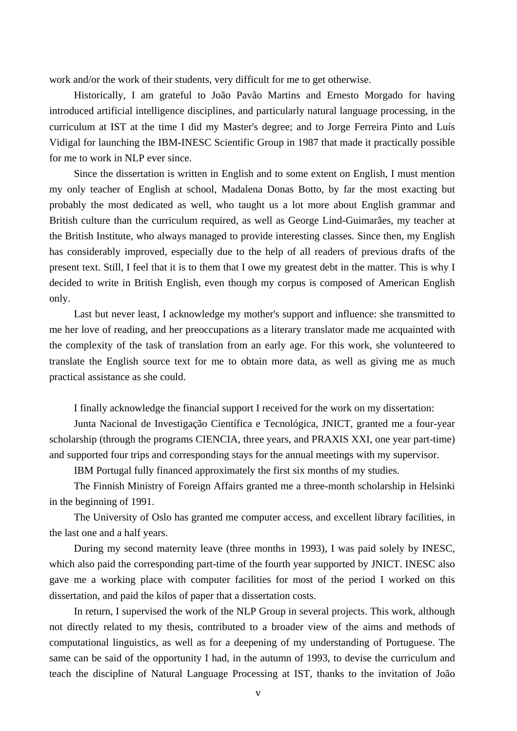work and/or the work of their students, very difficult for me to get otherwise.

Historically, I am grateful to João Pavão Martins and Ernesto Morgado for having introduced artificial intelligence disciplines, and particularly natural language processing, in the curriculum at IST at the time I did my Master's degree; and to Jorge Ferreira Pinto and Luís Vidigal for launching the IBM-INESC Scientific Group in 1987 that made it practically possible for me to work in NLP ever since.

Since the dissertation is written in English and to some extent on English, I must mention my only teacher of English at school, Madalena Donas Botto, by far the most exacting but probably the most dedicated as well, who taught us a lot more about English grammar and British culture than the curriculum required, as well as George Lind-Guimarães, my teacher at the British Institute, who always managed to provide interesting classes. Since then, my English has considerably improved, especially due to the help of all readers of previous drafts of the present text. Still, I feel that it is to them that I owe my greatest debt in the matter. This is why I decided to write in British English, even though my corpus is composed of American English only.

Last but never least, I acknowledge my mother's support and influence: she transmitted to me her love of reading, and her preoccupations as a literary translator made me acquainted with the complexity of the task of translation from an early age. For this work, she volunteered to translate the English source text for me to obtain more data, as well as giving me as much practical assistance as she could.

I finally acknowledge the financial support I received for the work on my dissertation:

Junta Nacional de Investigação Científica e Tecnológica, JNICT, granted me a four-year scholarship (through the programs CIENCIA, three years, and PRAXIS XXI, one year part-time) and supported four trips and corresponding stays for the annual meetings with my supervisor.

IBM Portugal fully financed approximately the first six months of my studies.

The Finnish Ministry of Foreign Affairs granted me a three-month scholarship in Helsinki in the beginning of 1991.

The University of Oslo has granted me computer access, and excellent library facilities, in the last one and a half years.

During my second maternity leave (three months in 1993), I was paid solely by INESC, which also paid the corresponding part-time of the fourth year supported by JNICT. INESC also gave me a working place with computer facilities for most of the period I worked on this dissertation, and paid the kilos of paper that a dissertation costs.

In return, I supervised the work of the NLP Group in several projects. This work, although not directly related to my thesis, contributed to a broader view of the aims and methods of computational linguistics, as well as for a deepening of my understanding of Portuguese. The same can be said of the opportunity I had, in the autumn of 1993, to devise the curriculum and teach the discipline of Natural Language Processing at IST, thanks to the invitation of João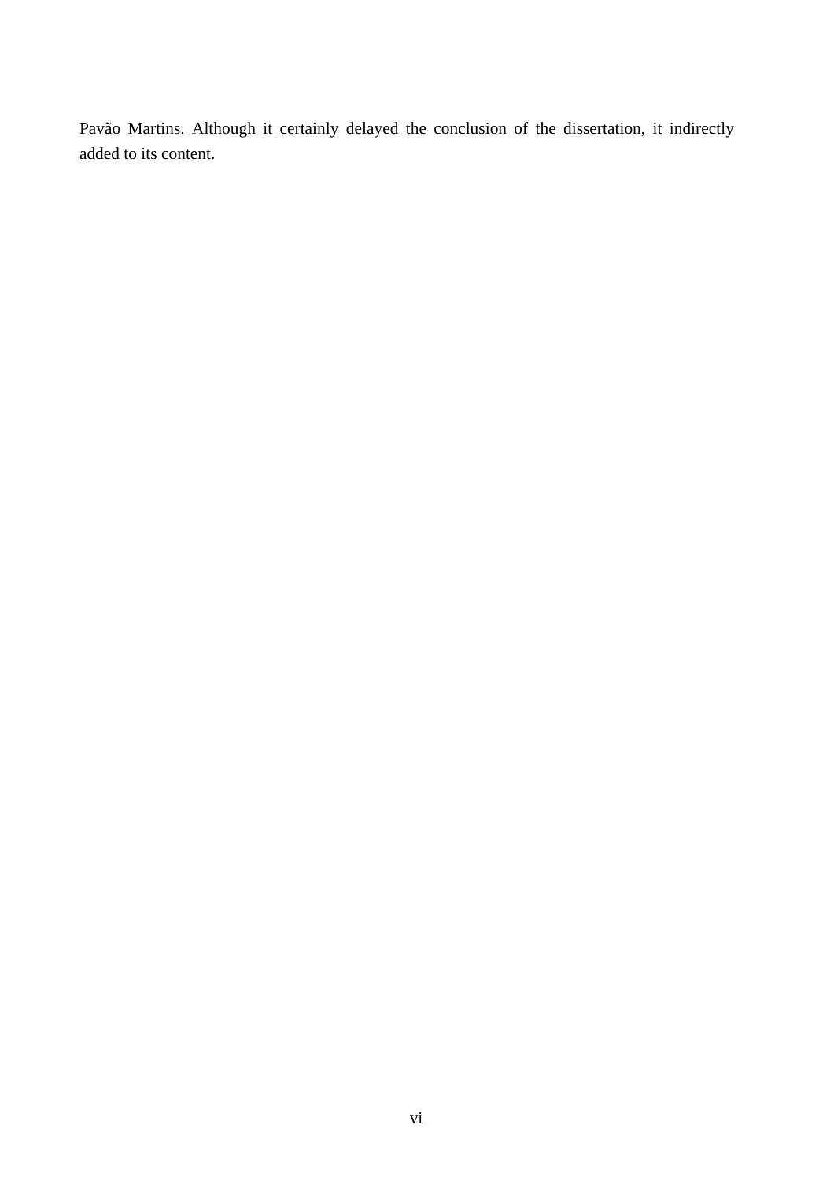Pavão Martins. Although it certainly delayed the conclusion of the dissertation, it indirectly added to its content.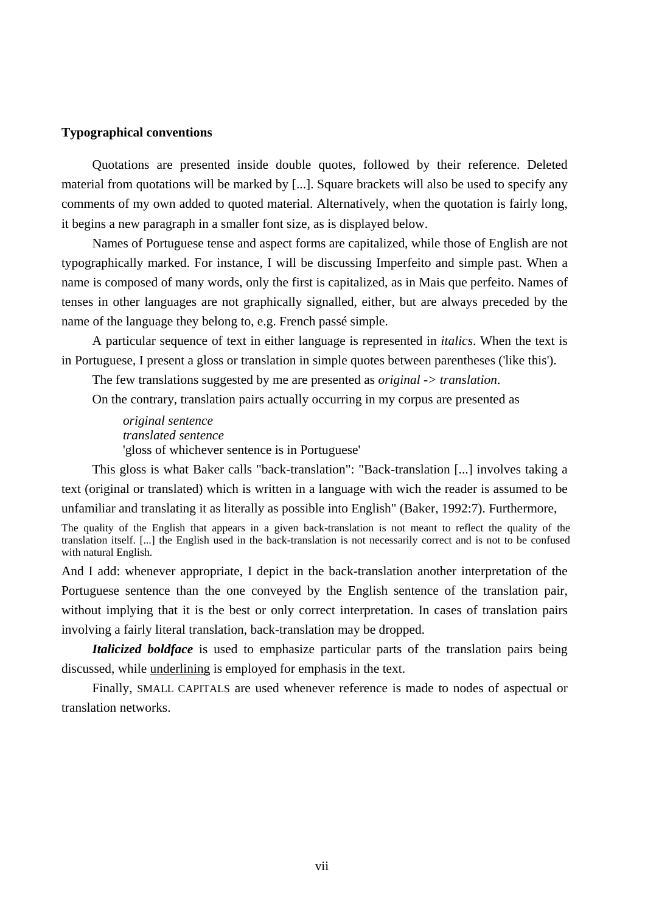**Typographical conventions**

Quotations are presented inside double quotes, followed by their reference. Deleted material from quotations will be marked by [...]. Square brackets will also be used to specify any comments of my own added to quoted material. Alternatively, when the quotation is fairly long, it begins a new paragraph in a smaller font size, as is displayed below.

Names of Portuguese tense and aspect forms are capitalized, while those of English are not typographically marked. For instance, I will be discussing Imperfeito and simple past. When a name is composed of many words, only the first is capitalized, as in Mais que perfeito. Names of tenses in other languages are not graphically signalled, either, but are always preceded by the name of the language they belong to, e.g. French passé simple.

A particular sequence of text in either language is represented in *italics*. When the text is in Portuguese, I present a gloss or translation in simple quotes between parentheses ('like this').

The few translations suggested by me are presented as *original -> translation*.

On the contrary, translation pairs actually occurring in my corpus are presented as

> *original sentence*
> *translated sentence*
> 'gloss of whichever sentence is in Portuguese'

This gloss is what Baker calls "back-translation": "Back-translation [...] involves taking a text (original or translated) which is written in a language with wich the reader is assumed to be unfamiliar and translating it as literally as possible into English" (Baker, 1992:7). Furthermore,

> The quality of the English that appears in a given back-translation is not meant to reflect the quality of the translation itself. [...] the English used in the back-translation is not necessarily correct and is not to be confused with natural English.

And I add: whenever appropriate, I depict in the back-translation another interpretation of the Portuguese sentence than the one conveyed by the English sentence of the translation pair, without implying that it is the best or only correct interpretation. In cases of translation pairs involving a fairly literal translation, back-translation may be dropped.

***Italicized boldface*** is used to emphasize particular parts of the translation pairs being discussed, while <u>underlining</u> is employed for emphasis in the text.

Finally, SMALL CAPITALS are used whenever reference is made to nodes of aspectual or translation networks.